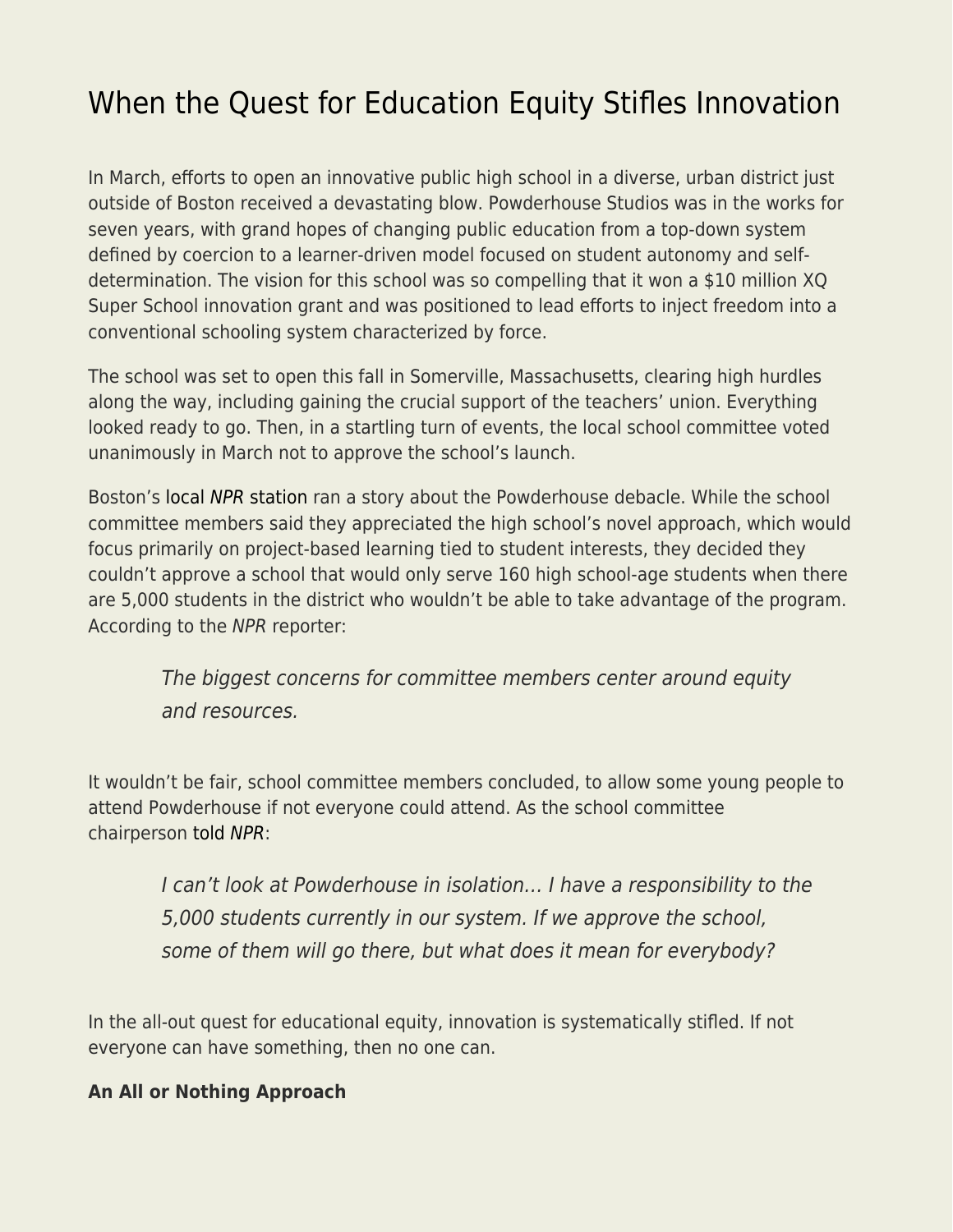# When the Quest for Education Equity Stifles Innovation

In March, efforts to open an innovative public high school in a diverse, urban district just outside of Boston received a devastating blow. Powderhouse Studios was in the works for seven years, with grand hopes of changing public education from a top-down system defined by coercion to a learner-driven model focused on student autonomy and self-determination. The vision for this school was so compelling that it won a $10 million XQ Super School innovation grant and was positioned to lead efforts to inject freedom into a conventional schooling system characterized by force.

The school was set to open this fall in Somerville, Massachusetts, clearing high hurdles along the way, including gaining the crucial support of the teachers' union. Everything looked ready to go. Then, in a startling turn of events, the local school committee voted unanimously in March not to approve the school's launch.

Boston's local *NPR* station ran a story about the Powderhouse debacle. While the school committee members said they appreciated the high school's novel approach, which would focus primarily on project-based learning tied to student interests, they decided they couldn't approve a school that would only serve 160 high school-age students when there are 5,000 students in the district who wouldn't be able to take advantage of the program. According to the *NPR* reporter:

> *The biggest concerns for committee members center around equity and resources.*

It wouldn't be fair, school committee members concluded, to allow some young people to attend Powderhouse if not everyone could attend. As the school committee chairperson told *NPR*:

> *I can't look at Powderhouse in isolation… I have a responsibility to the 5,000 students currently in our system. If we approve the school, some of them will go there, but what does it mean for everybody?*

In the all-out quest for educational equity, innovation is systematically stifled. If not everyone can have something, then no one can.

**An All or Nothing Approach**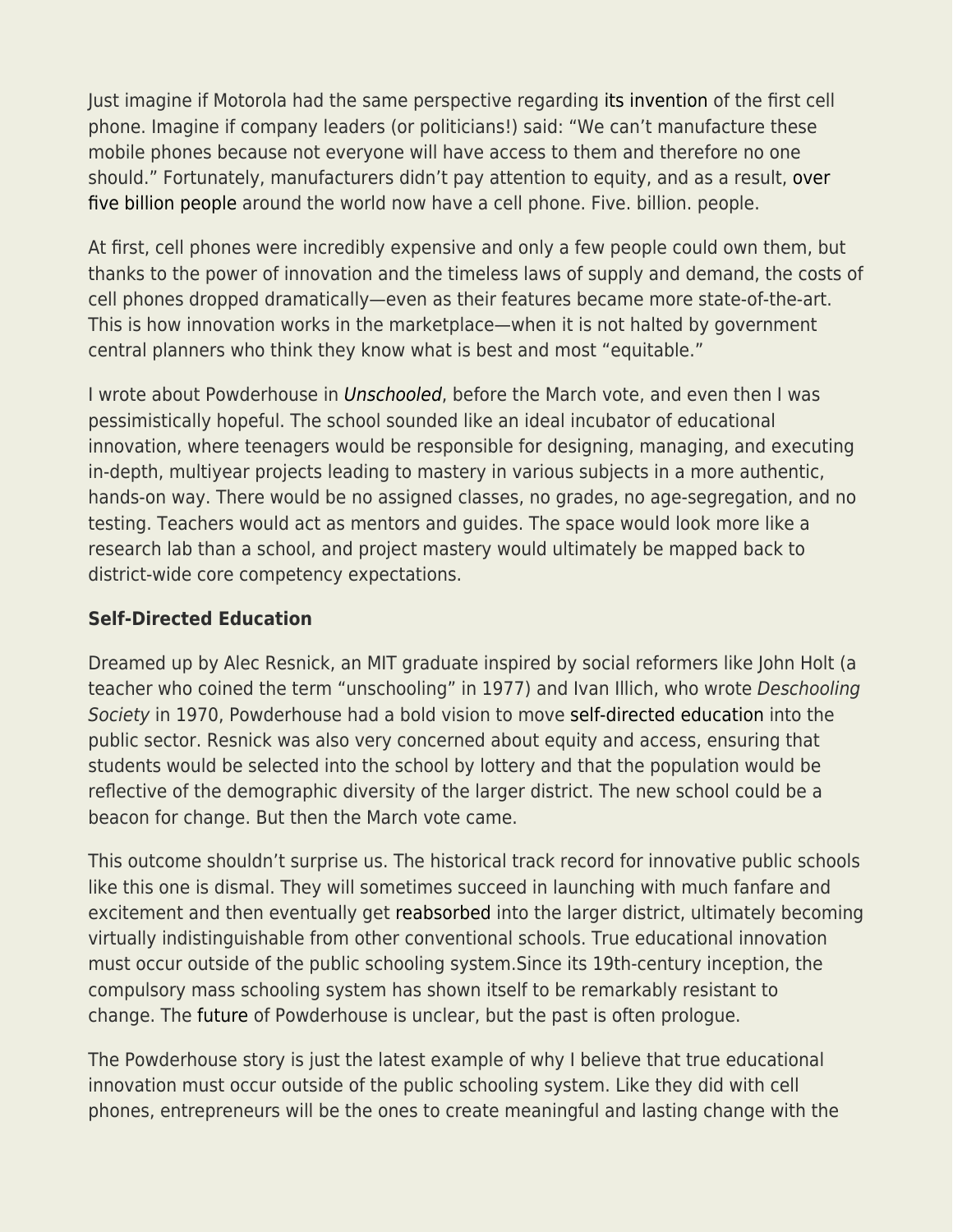Just imagine if Motorola had the same perspective regarding its invention of the first cell phone. Imagine if company leaders (or politicians!) said: "We can't manufacture these mobile phones because not everyone will have access to them and therefore no one should." Fortunately, manufacturers didn't pay attention to equity, and as a result, over five billion people around the world now have a cell phone. Five. billion. people.

At first, cell phones were incredibly expensive and only a few people could own them, but thanks to the power of innovation and the timeless laws of supply and demand, the costs of cell phones dropped dramatically—even as their features became more state-of-the-art. This is how innovation works in the marketplace—when it is not halted by government central planners who think they know what is best and most "equitable."

I wrote about Powderhouse in *Unschooled*, before the March vote, and even then I was pessimistically hopeful. The school sounded like an ideal incubator of educational innovation, where teenagers would be responsible for designing, managing, and executing in-depth, multiyear projects leading to mastery in various subjects in a more authentic, hands-on way. There would be no assigned classes, no grades, no age-segregation, and no testing. Teachers would act as mentors and guides. The space would look more like a research lab than a school, and project mastery would ultimately be mapped back to district-wide core competency expectations.

**Self-Directed Education**

Dreamed up by Alec Resnick, an MIT graduate inspired by social reformers like John Holt (a teacher who coined the term "unschooling" in 1977) and Ivan Illich, who wrote *Deschooling Society* in 1970, Powderhouse had a bold vision to move self-directed education into the public sector. Resnick was also very concerned about equity and access, ensuring that students would be selected into the school by lottery and that the population would be reflective of the demographic diversity of the larger district. The new school could be a beacon for change. But then the March vote came.

This outcome shouldn't surprise us. The historical track record for innovative public schools like this one is dismal. They will sometimes succeed in launching with much fanfare and excitement and then eventually get reabsorbed into the larger district, ultimately becoming virtually indistinguishable from other conventional schools. True educational innovation must occur outside of the public schooling system.Since its 19th-century inception, the compulsory mass schooling system has shown itself to be remarkably resistant to change. The future of Powderhouse is unclear, but the past is often prologue.

The Powderhouse story is just the latest example of why I believe that true educational innovation must occur outside of the public schooling system. Like they did with cell phones, entrepreneurs will be the ones to create meaningful and lasting change with the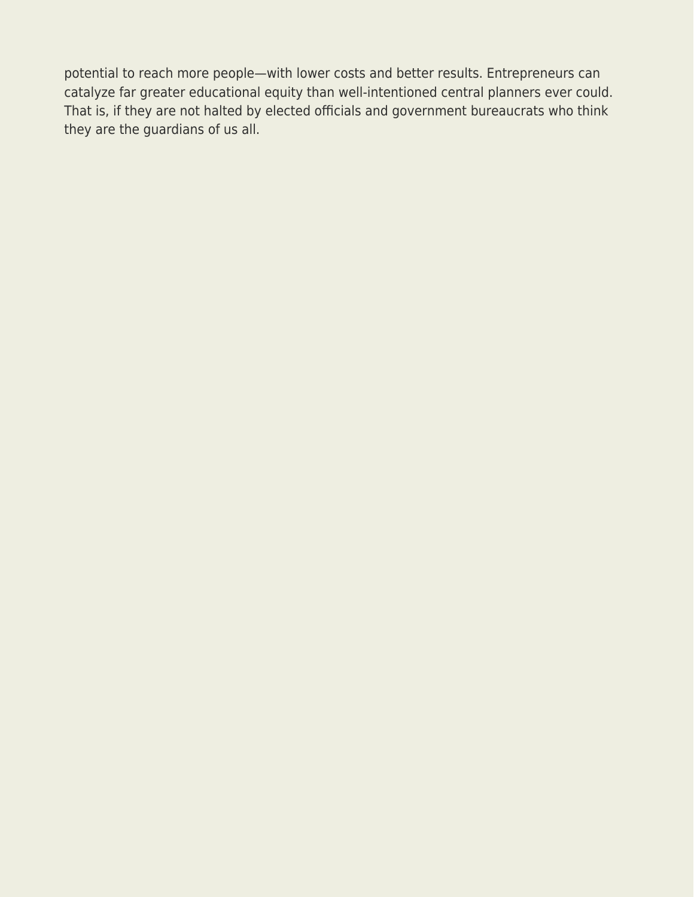potential to reach more people—with lower costs and better results. Entrepreneurs can catalyze far greater educational equity than well-intentioned central planners ever could. That is, if they are not halted by elected officials and government bureaucrats who think they are the guardians of us all.